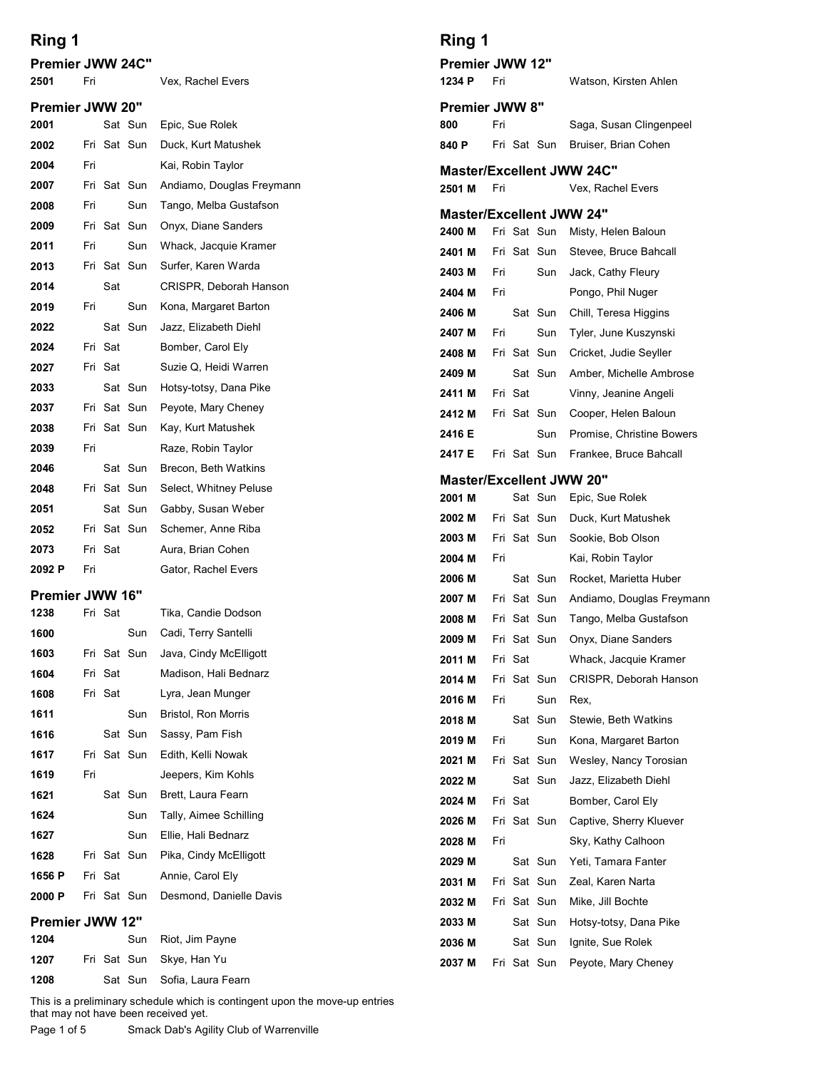## Ring 1

### Premier JWW 24C"

| | | | | |
|---|---|---|---|---|
| 2501 | Fri | | | Vex, Rachel Evers |

### Premier JWW 20"

| | | | | |
|---|---|---|---|---|
| 2001 | | Sat | Sun | Epic, Sue Rolek |
| 2002 | Fri | Sat | Sun | Duck, Kurt Matushek |
| 2004 | Fri | | | Kai, Robin Taylor |
| 2007 | Fri | Sat | Sun | Andiamo, Douglas Freymann |
| 2008 | Fri | | Sun | Tango, Melba Gustafson |
| 2009 | Fri | Sat | Sun | Onyx, Diane Sanders |
| 2011 | Fri | | Sun | Whack, Jacquie Kramer |
| 2013 | Fri | Sat | Sun | Surfer, Karen Warda |
| 2014 | | Sat | | CRISPR, Deborah Hanson |
| 2019 | Fri | | Sun | Kona, Margaret Barton |
| 2022 | | Sat | Sun | Jazz, Elizabeth Diehl |
| 2024 | Fri | Sat | | Bomber, Carol Ely |
| 2027 | Fri | Sat | | Suzie Q, Heidi Warren |
| 2033 | | Sat | Sun | Hotsy-totsy, Dana Pike |
| 2037 | Fri | Sat | Sun | Peyote, Mary Cheney |
| 2038 | Fri | Sat | Sun | Kay, Kurt Matushek |
| 2039 | Fri | | | Raze, Robin Taylor |
| 2046 | | Sat | Sun | Brecon, Beth Watkins |
| 2048 | Fri | Sat | Sun | Select, Whitney Peluse |
| 2051 | | Sat | Sun | Gabby, Susan Weber |
| 2052 | Fri | Sat | Sun | Schemer, Anne Riba |
| 2073 | Fri | Sat | | Aura, Brian Cohen |
| 2092 P | Fri | | | Gator, Rachel Evers |

### Premier JWW 16"

| | | | | |
|---|---|---|---|---|
| 1238 | Fri | Sat | | Tika, Candie Dodson |
| 1600 | | | Sun | Cadi, Terry Santelli |
| 1603 | Fri | Sat | Sun | Java, Cindy McElligott |
| 1604 | Fri | Sat | | Madison, Hali Bednarz |
| 1608 | Fri | Sat | | Lyra, Jean Munger |
| 1611 | | | Sun | Bristol, Ron Morris |
| 1616 | | Sat | Sun | Sassy, Pam Fish |
| 1617 | Fri | Sat | Sun | Edith, Kelli Nowak |
| 1619 | Fri | | | Jeepers, Kim Kohls |
| 1621 | | Sat | Sun | Brett, Laura Fearn |
| 1624 | | | Sun | Tally, Aimee Schilling |
| 1627 | | | Sun | Ellie, Hali Bednarz |
| 1628 | Fri | Sat | Sun | Pika, Cindy McElligott |
| 1656 P | Fri | Sat | | Annie, Carol Ely |
| 2000 P | Fri | Sat | Sun | Desmond, Danielle Davis |

### Premier JWW 12"

| | | | | |
|---|---|---|---|---|
| 1204 | | | Sun | Riot, Jim Payne |
| 1207 | Fri | Sat | Sun | Skye, Han Yu |
| 1208 | | Sat | Sun | Sofia, Laura Fearn |
| 1234 P | Fri | | | Watson, Kirsten Ahlen |

### Premier JWW 8"

| | | | | |
|---|---|---|---|---|
| 800 | Fri | | | Saga, Susan Clingenpeel |
| 840 P | Fri | Sat | Sun | Bruiser, Brian Cohen |

### Master/Excellent JWW 24C"

| | | | | |
|---|---|---|---|---|
| 2501 M | Fri | | | Vex, Rachel Evers |

### Master/Excellent JWW 24"

| | | | | |
|---|---|---|---|---|
| 2400 M | Fri | Sat | Sun | Misty, Helen Baloun |
| 2401 M | Fri | Sat | Sun | Stevee, Bruce Bahcall |
| 2403 M | Fri | | Sun | Jack, Cathy Fleury |
| 2404 M | Fri | | | Pongo, Phil Nuger |
| 2406 M | | Sat | Sun | Chill, Teresa Higgins |
| 2407 M | Fri | | Sun | Tyler, June Kuszynski |
| 2408 M | Fri | Sat | Sun | Cricket, Judie Seyller |
| 2409 M | | Sat | Sun | Amber, Michelle Ambrose |
| 2411 M | Fri | Sat | | Vinny, Jeanine Angeli |
| 2412 M | Fri | Sat | Sun | Cooper, Helen Baloun |
| 2416 E | | | Sun | Promise, Christine Bowers |
| 2417 E | Fri | Sat | Sun | Frankee, Bruce Bahcall |

### Master/Excellent JWW 20"

| | | | | |
|---|---|---|---|---|
| 2001 M | | Sat | Sun | Epic, Sue Rolek |
| 2002 M | Fri | Sat | Sun | Duck, Kurt Matushek |
| 2003 M | Fri | Sat | Sun | Sookie, Bob Olson |
| 2004 M | Fri | | | Kai, Robin Taylor |
| 2006 M | | Sat | Sun | Rocket, Marietta Huber |
| 2007 M | Fri | Sat | Sun | Andiamo, Douglas Freymann |
| 2008 M | Fri | Sat | Sun | Tango, Melba Gustafson |
| 2009 M | Fri | Sat | Sun | Onyx, Diane Sanders |
| 2011 M | Fri | Sat | | Whack, Jacquie Kramer |
| 2014 M | Fri | Sat | Sun | CRISPR, Deborah Hanson |
| 2016 M | Fri | | Sun | Rex, |
| 2018 M | | Sat | Sun | Stewie, Beth Watkins |
| 2019 M | Fri | | Sun | Kona, Margaret Barton |
| 2021 M | Fri | Sat | Sun | Wesley, Nancy Torosian |
| 2022 M | | Sat | Sun | Jazz, Elizabeth Diehl |
| 2024 M | Fri | Sat | | Bomber, Carol Ely |
| 2026 M | Fri | Sat | Sun | Captive, Sherry Kluever |
| 2028 M | Fri | | | Sky, Kathy Calhoon |
| 2029 M | | Sat | Sun | Yeti, Tamara Fanter |
| 2031 M | Fri | Sat | Sun | Zeal, Karen Narta |
| 2032 M | Fri | Sat | Sun | Mike, Jill Bochte |
| 2033 M | | Sat | Sun | Hotsy-totsy, Dana Pike |
| 2036 M | | Sat | Sun | Ignite, Sue Rolek |
| 2037 M | Fri | Sat | Sun | Peyote, Mary Cheney |

This is a preliminary schedule which is contingent upon the move-up entries that may not have been received yet.

Smack Dab's Agility Club of Warrenville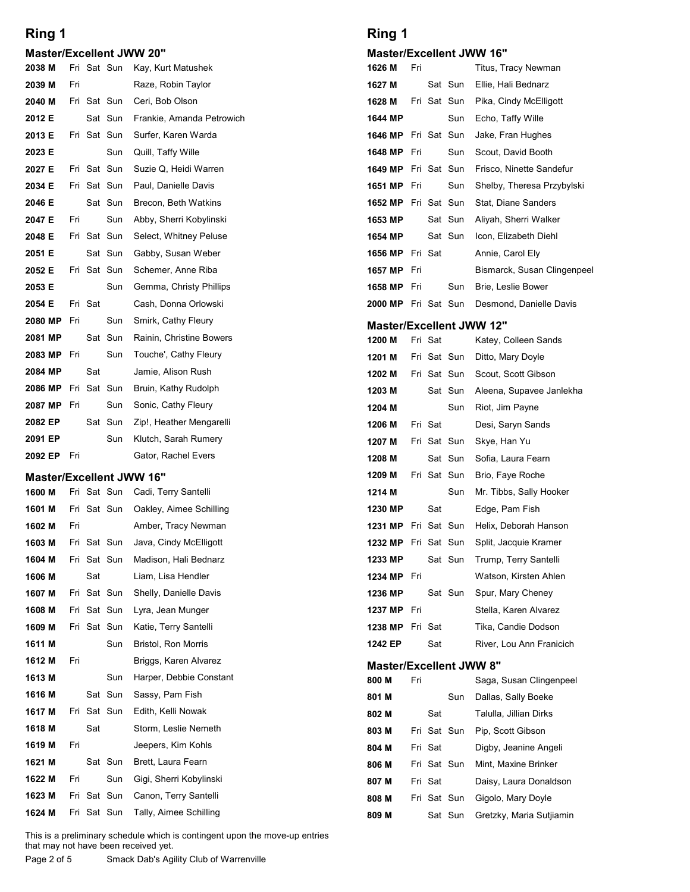## Ring 1

### Master/Excellent JWW 20"

| Armband | Fri | Sat | Sun | Dog, Handler |
|---|---|---|---|---|
| 2038 M | Fri | Sat | Sun | Kay, Kurt Matushek |
| 2039 M | Fri | | | Raze, Robin Taylor |
| 2040 M | Fri | Sat | Sun | Ceri, Bob Olson |
| 2012 E | | Sat | Sun | Frankie, Amanda Petrowich |
| 2013 E | Fri | Sat | Sun | Surfer, Karen Warda |
| 2023 E | | | Sun | Quill, Taffy Wille |
| 2027 E | Fri | Sat | Sun | Suzie Q, Heidi Warren |
| 2034 E | Fri | Sat | Sun | Paul, Danielle Davis |
| 2046 E | | Sat | Sun | Brecon, Beth Watkins |
| 2047 E | Fri | | Sun | Abby, Sherri Kobylinski |
| 2048 E | Fri | Sat | Sun | Select, Whitney Peluse |
| 2051 E | | Sat | Sun | Gabby, Susan Weber |
| 2052 E | Fri | Sat | Sun | Schemer, Anne Riba |
| 2053 E | | | Sun | Gemma, Christy Phillips |
| 2054 E | Fri | Sat | | Cash, Donna Orlowski |
| 2080 MP | Fri | | Sun | Smirk, Cathy Fleury |
| 2081 MP | | Sat | Sun | Rainin, Christine Bowers |
| 2083 MP | Fri | | Sun | Touche', Cathy Fleury |
| 2084 MP | | Sat | | Jamie, Alison Rush |
| 2086 MP | Fri | Sat | Sun | Bruin, Kathy Rudolph |
| 2087 MP | Fri | | Sun | Sonic, Cathy Fleury |
| 2082 EP | | Sat | Sun | Zip!, Heather Mengarelli |
| 2091 EP | | | Sun | Klutch, Sarah Rumery |
| 2092 EP | Fri | | | Gator, Rachel Evers |

### Master/Excellent JWW 16"

| Armband | Fri | Sat | Sun | Dog, Handler |
|---|---|---|---|---|
| 1600 M | Fri | Sat | Sun | Cadi, Terry Santelli |
| 1601 M | Fri | Sat | Sun | Oakley, Aimee Schilling |
| 1602 M | Fri | | | Amber, Tracy Newman |
| 1603 M | Fri | Sat | Sun | Java, Cindy McElligott |
| 1604 M | Fri | Sat | Sun | Madison, Hali Bednarz |
| 1606 M | | Sat | | Liam, Lisa Hendler |
| 1607 M | Fri | Sat | Sun | Shelly, Danielle Davis |
| 1608 M | Fri | Sat | Sun | Lyra, Jean Munger |
| 1609 M | Fri | Sat | Sun | Katie, Terry Santelli |
| 1611 M | | | Sun | Bristol, Ron Morris |
| 1612 M | Fri | | | Briggs, Karen Alvarez |
| 1613 M | | | Sun | Harper, Debbie Constant |
| 1616 M | | Sat | Sun | Sassy, Pam Fish |
| 1617 M | Fri | Sat | Sun | Edith, Kelli Nowak |
| 1618 M | | Sat | | Storm, Leslie Nemeth |
| 1619 M | Fri | | | Jeepers, Kim Kohls |
| 1621 M | | Sat | Sun | Brett, Laura Fearn |
| 1622 M | Fri | | Sun | Gigi, Sherri Kobylinski |
| 1623 M | Fri | Sat | Sun | Canon, Terry Santelli |
| 1624 M | Fri | Sat | Sun | Tally, Aimee Schilling |
| 1626 M | Fri | | | Titus, Tracy Newman |
| 1627 M | | Sat | Sun | Ellie, Hali Bednarz |
| 1628 M | Fri | Sat | Sun | Pika, Cindy McElligott |
| 1644 MP | | | Sun | Echo, Taffy Wille |
| 1646 MP | Fri | Sat | Sun | Jake, Fran Hughes |
| 1648 MP | Fri | | Sun | Scout, David Booth |
| 1649 MP | Fri | Sat | Sun | Frisco, Ninette Sandefur |
| 1651 MP | Fri | | Sun | Shelby, Theresa Przybylski |
| 1652 MP | Fri | Sat | Sun | Stat, Diane Sanders |
| 1653 MP | | Sat | Sun | Aliyah, Sherri Walker |
| 1654 MP | | Sat | Sun | Icon, Elizabeth Diehl |
| 1656 MP | Fri | Sat | | Annie, Carol Ely |
| 1657 MP | Fri | | | Bismarck, Susan Clingenpeel |
| 1658 MP | Fri | | Sun | Brie, Leslie Bower |
| 2000 MP | Fri | Sat | Sun | Desmond, Danielle Davis |

### Master/Excellent JWW 12"

| Armband | Fri | Sat | Sun | Dog, Handler |
|---|---|---|---|---|
| 1200 M | Fri | Sat | | Katey, Colleen Sands |
| 1201 M | Fri | Sat | Sun | Ditto, Mary Doyle |
| 1202 M | Fri | Sat | Sun | Scout, Scott Gibson |
| 1203 M | | Sat | Sun | Aleena, Supavee Janlekha |
| 1204 M | | | Sun | Riot, Jim Payne |
| 1206 M | Fri | Sat | | Desi, Saryn Sands |
| 1207 M | Fri | Sat | Sun | Skye, Han Yu |
| 1208 M | | Sat | Sun | Sofia, Laura Fearn |
| 1209 M | Fri | Sat | Sun | Brio, Faye Roche |
| 1214 M | | | Sun | Mr. Tibbs, Sally Hooker |
| 1230 MP | | Sat | | Edge, Pam Fish |
| 1231 MP | Fri | Sat | Sun | Helix, Deborah Hanson |
| 1232 MP | Fri | Sat | Sun | Split, Jacquie Kramer |
| 1233 MP | | Sat | Sun | Trump, Terry Santelli |
| 1234 MP | Fri | | | Watson, Kirsten Ahlen |
| 1236 MP | | Sat | Sun | Spur, Mary Cheney |
| 1237 MP | Fri | | | Stella, Karen Alvarez |
| 1238 MP | Fri | Sat | | Tika, Candie Dodson |
| 1242 EP | | Sat | | River, Lou Ann Franicich |

### Master/Excellent JWW 8"

| Armband | Fri | Sat | Sun | Dog, Handler |
|---|---|---|---|---|
| 800 M | Fri | | | Saga, Susan Clingenpeel |
| 801 M | | | Sun | Dallas, Sally Boeke |
| 802 M | | Sat | | Talulla, Jillian Dirks |
| 803 M | Fri | Sat | Sun | Pip, Scott Gibson |
| 804 M | Fri | Sat | | Digby, Jeanine Angeli |
| 806 M | Fri | Sat | Sun | Mint, Maxine Brinker |
| 807 M | Fri | Sat | | Daisy, Laura Donaldson |
| 808 M | Fri | Sat | Sun | Gigolo, Mary Doyle |
| 809 M | | Sat | Sun | Gretzky, Maria Sutjiamin |

This is a preliminary schedule which is contingent upon the move-up entries that may not have been received yet.

Smack Dab's Agility Club of Warrenville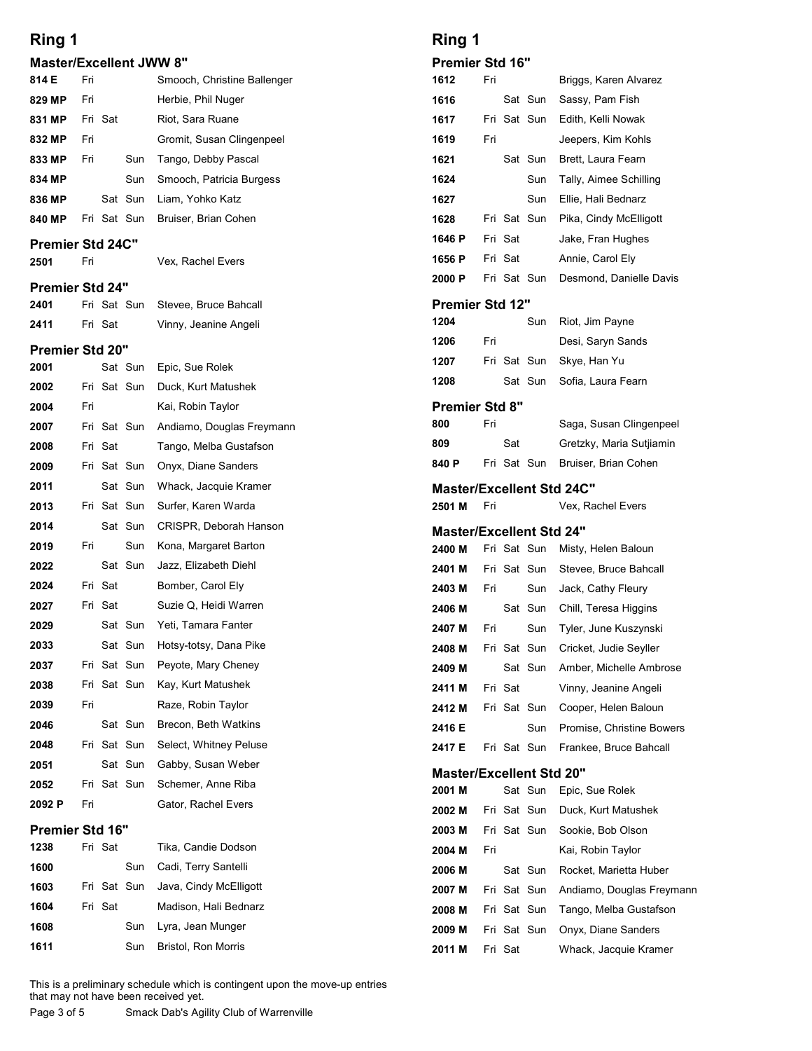## Ring 1

### Master/Excellent JWW 8"

| | Fri | Sat | Sun | |
|---|---|---|---|---|
| 814 E | Fri | | | Smooch, Christine Ballenger |
| 829 MP | Fri | | | Herbie, Phil Nuger |
| 831 MP | Fri | Sat | | Riot, Sara Ruane |
| 832 MP | Fri | | | Gromit, Susan Clingenpeel |
| 833 MP | Fri | | Sun | Tango, Debby Pascal |
| 834 MP | | | Sun | Smooch, Patricia Burgess |
| 836 MP | | Sat | Sun | Liam, Yohko Katz |
| 840 MP | Fri | Sat | Sun | Bruiser, Brian Cohen |

### Premier Std 24C"

| | Fri | Sat | Sun | |
|---|---|---|---|---|
| 2501 | Fri | | | Vex, Rachel Evers |

### Premier Std 24"

| | Fri | Sat | Sun | |
|---|---|---|---|---|
| 2401 | Fri | Sat | Sun | Stevee, Bruce Bahcall |
| 2411 | Fri | Sat | | Vinny, Jeanine Angeli |

### Premier Std 20"

| | Fri | Sat | Sun | |
|---|---|---|---|---|
| 2001 | | Sat | Sun | Epic, Sue Rolek |
| 2002 | Fri | Sat | Sun | Duck, Kurt Matushek |
| 2004 | Fri | | | Kai, Robin Taylor |
| 2007 | Fri | Sat | Sun | Andiamo, Douglas Freymann |
| 2008 | Fri | Sat | | Tango, Melba Gustafson |
| 2009 | Fri | Sat | Sun | Onyx, Diane Sanders |
| 2011 | | Sat | Sun | Whack, Jacquie Kramer |
| 2013 | Fri | Sat | Sun | Surfer, Karen Warda |
| 2014 | | Sat | Sun | CRISPR, Deborah Hanson |
| 2019 | Fri | | Sun | Kona, Margaret Barton |
| 2022 | | Sat | Sun | Jazz, Elizabeth Diehl |
| 2024 | Fri | Sat | | Bomber, Carol Ely |
| 2027 | Fri | Sat | | Suzie Q, Heidi Warren |
| 2029 | | Sat | Sun | Yeti, Tamara Fanter |
| 2033 | | Sat | Sun | Hotsy-totsy, Dana Pike |
| 2037 | Fri | Sat | Sun | Peyote, Mary Cheney |
| 2038 | Fri | Sat | Sun | Kay, Kurt Matushek |
| 2039 | Fri | | | Raze, Robin Taylor |
| 2046 | | Sat | Sun | Brecon, Beth Watkins |
| 2048 | Fri | Sat | Sun | Select, Whitney Peluse |
| 2051 | | Sat | Sun | Gabby, Susan Weber |
| 2052 | Fri | Sat | Sun | Schemer, Anne Riba |
| 2092 P | Fri | | | Gator, Rachel Evers |

### Premier Std 16"

| | Fri | Sat | Sun | |
|---|---|---|---|---|
| 1238 | Fri | Sat | | Tika, Candie Dodson |
| 1600 | | | Sun | Cadi, Terry Santelli |
| 1603 | Fri | Sat | Sun | Java, Cindy McElligott |
| 1604 | Fri | Sat | | Madison, Hali Bednarz |
| 1608 | | | Sun | Lyra, Jean Munger |
| 1611 | | | Sun | Bristol, Ron Morris |

## Ring 1

### Premier Std 16"

| | Fri | Sat | Sun | |
|---|---|---|---|---|
| 1612 | Fri | | | Briggs, Karen Alvarez |
| 1616 | | Sat | Sun | Sassy, Pam Fish |
| 1617 | Fri | Sat | Sun | Edith, Kelli Nowak |
| 1619 | Fri | | | Jeepers, Kim Kohls |
| 1621 | | Sat | Sun | Brett, Laura Fearn |
| 1624 | | | Sun | Tally, Aimee Schilling |
| 1627 | | | Sun | Ellie, Hali Bednarz |
| 1628 | Fri | Sat | Sun | Pika, Cindy McElligott |
| 1646 P | Fri | Sat | | Jake, Fran Hughes |
| 1656 P | Fri | Sat | | Annie, Carol Ely |
| 2000 P | Fri | Sat | Sun | Desmond, Danielle Davis |

### Premier Std 12"

| | Fri | Sat | Sun | |
|---|---|---|---|---|
| 1204 | | | Sun | Riot, Jim Payne |
| 1206 | Fri | | | Desi, Saryn Sands |
| 1207 | Fri | Sat | Sun | Skye, Han Yu |
| 1208 | | Sat | Sun | Sofia, Laura Fearn |

### Premier Std 8"

| | Fri | Sat | Sun | |
|---|---|---|---|---|
| 800 | Fri | | | Saga, Susan Clingenpeel |
| 809 | | Sat | | Gretzky, Maria Sutjiamin |
| 840 P | Fri | Sat | Sun | Bruiser, Brian Cohen |

### Master/Excellent Std 24C"

| | Fri | Sat | Sun | |
|---|---|---|---|---|
| 2501 M | Fri | | | Vex, Rachel Evers |

### Master/Excellent Std 24"

| | Fri | Sat | Sun | |
|---|---|---|---|---|
| 2400 M | Fri | Sat | Sun | Misty, Helen Baloun |
| 2401 M | Fri | Sat | Sun | Stevee, Bruce Bahcall |
| 2403 M | Fri | | Sun | Jack, Cathy Fleury |
| 2406 M | | Sat | Sun | Chill, Teresa Higgins |
| 2407 M | Fri | | Sun | Tyler, June Kuszynski |
| 2408 M | Fri | Sat | Sun | Cricket, Judie Seyller |
| 2409 M | | Sat | Sun | Amber, Michelle Ambrose |
| 2411 M | Fri | Sat | | Vinny, Jeanine Angeli |
| 2412 M | Fri | Sat | Sun | Cooper, Helen Baloun |
| 2416 E | | | Sun | Promise, Christine Bowers |
| 2417 E | Fri | Sat | Sun | Frankee, Bruce Bahcall |

### Master/Excellent Std 20"

| | Fri | Sat | Sun | |
|---|---|---|---|---|
| 2001 M | | Sat | Sun | Epic, Sue Rolek |
| 2002 M | Fri | Sat | Sun | Duck, Kurt Matushek |
| 2003 M | Fri | Sat | Sun | Sookie, Bob Olson |
| 2004 M | Fri | | | Kai, Robin Taylor |
| 2006 M | | Sat | Sun | Rocket, Marietta Huber |
| 2007 M | Fri | Sat | Sun | Andiamo, Douglas Freymann |
| 2008 M | Fri | Sat | Sun | Tango, Melba Gustafson |
| 2009 M | Fri | Sat | Sun | Onyx, Diane Sanders |
| 2011 M | Fri | Sat | | Whack, Jacquie Kramer |

This is a preliminary schedule which is contingent upon the move-up entries that may not have been received yet.

Smack Dab's Agility Club of Warrenville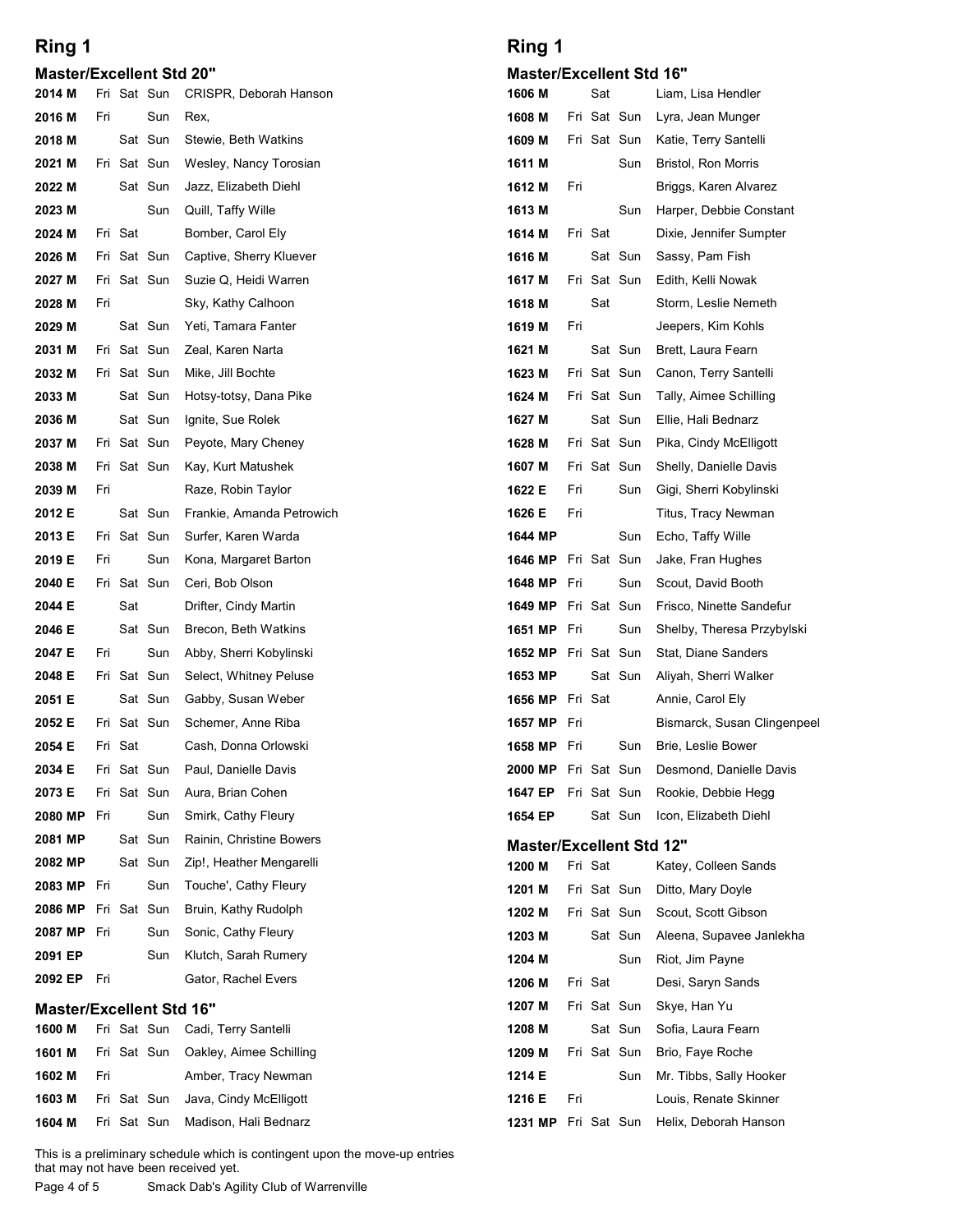## Ring 1

### Master/Excellent Std 20"

| Armband | Fri | Sat | Sun | Dog, Handler |
|---|---|---|---|---|
| 2014 M | Fri | Sat | Sun | CRISPR, Deborah Hanson |
| 2016 M | Fri | | Sun | Rex, |
| 2018 M | | Sat | Sun | Stewie, Beth Watkins |
| 2021 M | Fri | Sat | Sun | Wesley, Nancy Torosian |
| 2022 M | | Sat | Sun | Jazz, Elizabeth Diehl |
| 2023 M | | | Sun | Quill, Taffy Wille |
| 2024 M | Fri | Sat | | Bomber, Carol Ely |
| 2026 M | Fri | Sat | Sun | Captive, Sherry Kluever |
| 2027 M | Fri | Sat | Sun | Suzie Q, Heidi Warren |
| 2028 M | Fri | | | Sky, Kathy Calhoon |
| 2029 M | | Sat | Sun | Yeti, Tamara Fanter |
| 2031 M | Fri | Sat | Sun | Zeal, Karen Narta |
| 2032 M | Fri | Sat | Sun | Mike, Jill Bochte |
| 2033 M | | Sat | Sun | Hotsy-totsy, Dana Pike |
| 2036 M | | Sat | Sun | Ignite, Sue Rolek |
| 2037 M | Fri | Sat | Sun | Peyote, Mary Cheney |
| 2038 M | Fri | Sat | Sun | Kay, Kurt Matushek |
| 2039 M | Fri | | | Raze, Robin Taylor |
| 2012 E | | Sat | Sun | Frankie, Amanda Petrowich |
| 2013 E | Fri | Sat | Sun | Surfer, Karen Warda |
| 2019 E | Fri | | Sun | Kona, Margaret Barton |
| 2040 E | Fri | Sat | Sun | Ceri, Bob Olson |
| 2044 E | | Sat | | Drifter, Cindy Martin |
| 2046 E | | Sat | Sun | Brecon, Beth Watkins |
| 2047 E | Fri | | Sun | Abby, Sherri Kobylinski |
| 2048 E | Fri | Sat | Sun | Select, Whitney Peluse |
| 2051 E | | Sat | Sun | Gabby, Susan Weber |
| 2052 E | Fri | Sat | Sun | Schemer, Anne Riba |
| 2054 E | Fri | Sat | | Cash, Donna Orlowski |
| 2034 E | Fri | Sat | Sun | Paul, Danielle Davis |
| 2073 E | Fri | Sat | Sun | Aura, Brian Cohen |
| 2080 MP | Fri | | Sun | Smirk, Cathy Fleury |
| 2081 MP | | Sat | Sun | Rainin, Christine Bowers |
| 2082 MP | | Sat | Sun | Zip!, Heather Mengarelli |
| 2083 MP | Fri | | Sun | Touche', Cathy Fleury |
| 2086 MP | Fri | Sat | Sun | Bruin, Kathy Rudolph |
| 2087 MP | Fri | | Sun | Sonic, Cathy Fleury |
| 2091 EP | | | Sun | Klutch, Sarah Rumery |
| 2092 EP | Fri | | | Gator, Rachel Evers |

### Master/Excellent Std 16"

| Armband | Fri | Sat | Sun | Dog, Handler |
|---|---|---|---|---|
| 1600 M | Fri | Sat | Sun | Cadi, Terry Santelli |
| 1601 M | Fri | Sat | Sun | Oakley, Aimee Schilling |
| 1602 M | Fri | | | Amber, Tracy Newman |
| 1603 M | Fri | Sat | Sun | Java, Cindy McElligott |
| 1604 M | Fri | Sat | Sun | Madison, Hali Bednarz |

## Ring 1

### Master/Excellent Std 16"

| Armband | Fri | Sat | Sun | Dog, Handler |
|---|---|---|---|---|
| 1606 M | | Sat | | Liam, Lisa Hendler |
| 1608 M | Fri | Sat | Sun | Lyra, Jean Munger |
| 1609 M | Fri | Sat | Sun | Katie, Terry Santelli |
| 1611 M | | | Sun | Bristol, Ron Morris |
| 1612 M | Fri | | | Briggs, Karen Alvarez |
| 1613 M | | | Sun | Harper, Debbie Constant |
| 1614 M | Fri | Sat | | Dixie, Jennifer Sumpter |
| 1616 M | | Sat | Sun | Sassy, Pam Fish |
| 1617 M | Fri | Sat | Sun | Edith, Kelli Nowak |
| 1618 M | | Sat | | Storm, Leslie Nemeth |
| 1619 M | Fri | | | Jeepers, Kim Kohls |
| 1621 M | | Sat | Sun | Brett, Laura Fearn |
| 1623 M | Fri | Sat | Sun | Canon, Terry Santelli |
| 1624 M | Fri | Sat | Sun | Tally, Aimee Schilling |
| 1627 M | | Sat | Sun | Ellie, Hali Bednarz |
| 1628 M | Fri | Sat | Sun | Pika, Cindy McElligott |
| 1607 M | Fri | Sat | Sun | Shelly, Danielle Davis |
| 1622 E | Fri | | Sun | Gigi, Sherri Kobylinski |
| 1626 E | Fri | | | Titus, Tracy Newman |
| 1644 MP | | | Sun | Echo, Taffy Wille |
| 1646 MP | Fri | Sat | Sun | Jake, Fran Hughes |
| 1648 MP | Fri | | Sun | Scout, David Booth |
| 1649 MP | Fri | Sat | Sun | Frisco, Ninette Sandefur |
| 1651 MP | Fri | | Sun | Shelby, Theresa Przybylski |
| 1652 MP | Fri | Sat | Sun | Stat, Diane Sanders |
| 1653 MP | | Sat | Sun | Aliyah, Sherri Walker |
| 1656 MP | Fri | Sat | | Annie, Carol Ely |
| 1657 MP | Fri | | | Bismarck, Susan Clingenpeel |
| 1658 MP | Fri | | Sun | Brie, Leslie Bower |
| 2000 MP | Fri | Sat | Sun | Desmond, Danielle Davis |
| 1647 EP | Fri | Sat | Sun | Rookie, Debbie Hegg |
| 1654 EP | | Sat | Sun | Icon, Elizabeth Diehl |

### Master/Excellent Std 12"

| Armband | Fri | Sat | Sun | Dog, Handler |
|---|---|---|---|---|
| 1200 M | Fri | Sat | | Katey, Colleen Sands |
| 1201 M | Fri | Sat | Sun | Ditto, Mary Doyle |
| 1202 M | Fri | Sat | Sun | Scout, Scott Gibson |
| 1203 M | | Sat | Sun | Aleena, Supavee Janlekha |
| 1204 M | | | Sun | Riot, Jim Payne |
| 1206 M | Fri | Sat | | Desi, Saryn Sands |
| 1207 M | Fri | Sat | Sun | Skye, Han Yu |
| 1208 M | | Sat | Sun | Sofia, Laura Fearn |
| 1209 M | Fri | Sat | Sun | Brio, Faye Roche |
| 1214 E | | | Sun | Mr. Tibbs, Sally Hooker |
| 1216 E | Fri | | | Louis, Renate Skinner |
| 1231 MP | Fri | Sat | Sun | Helix, Deborah Hanson |

This is a preliminary schedule which is contingent upon the move-up entries that may not have been received yet.

Smack Dab's Agility Club of Warrenville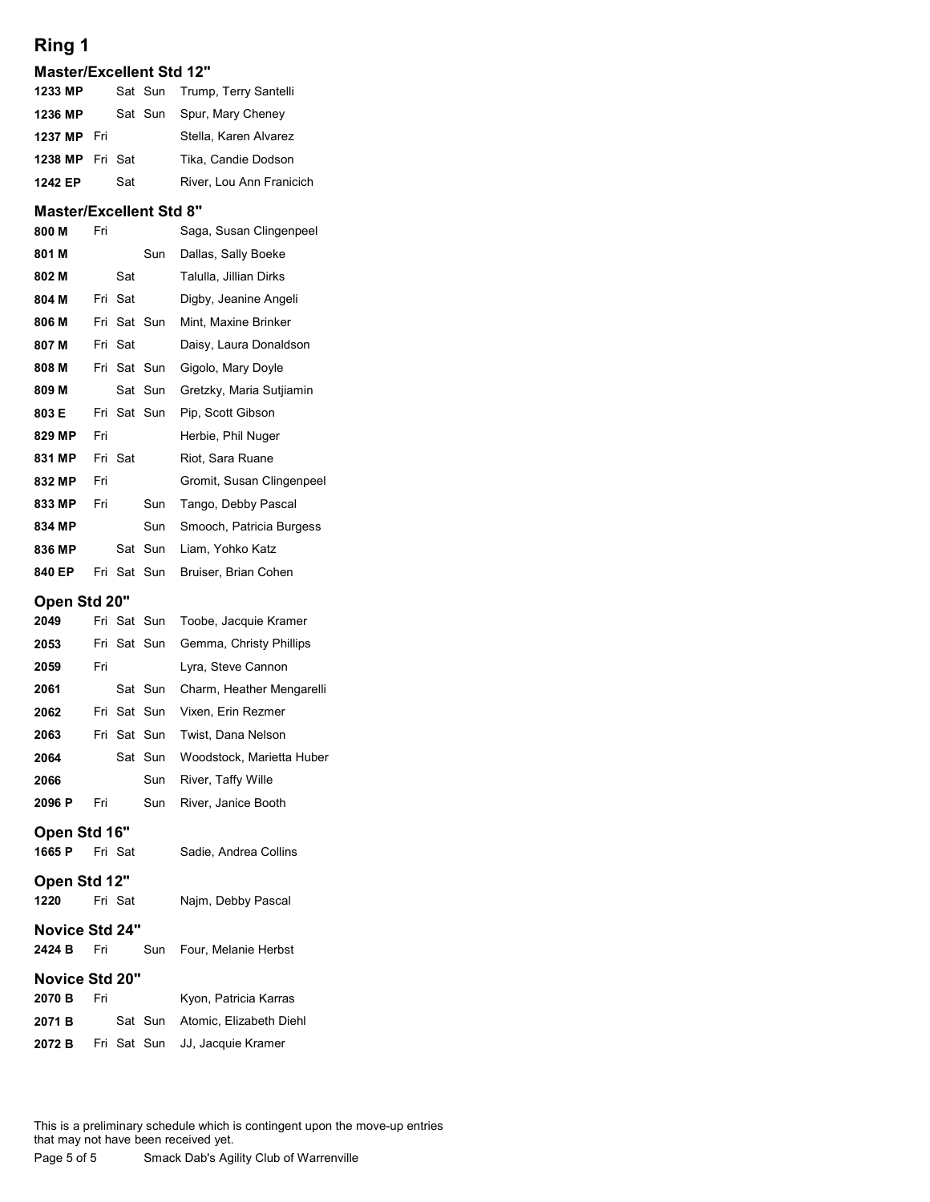# Ring 1

## Master/Excellent Std 12"

| Number | Fri | Sat | Sun | Dog, Handler |
|---|---|---|---|---|
| 1233 MP | | Sat | Sun | Trump, Terry Santelli |
| 1236 MP | | Sat | Sun | Spur, Mary Cheney |
| 1237 MP | Fri | | | Stella, Karen Alvarez |
| 1238 MP | Fri | Sat | | Tika, Candie Dodson |
| 1242 EP | | Sat | | River, Lou Ann Franicich |

## Master/Excellent Std 8"

| Number | Fri | Sat | Sun | Dog, Handler |
|---|---|---|---|---|
| 800 M | Fri | | | Saga, Susan Clingenpeel |
| 801 M | | | Sun | Dallas, Sally Boeke |
| 802 M | | Sat | | Talulla, Jillian Dirks |
| 804 M | Fri | Sat | | Digby, Jeanine Angeli |
| 806 M | Fri | Sat | Sun | Mint, Maxine Brinker |
| 807 M | Fri | Sat | | Daisy, Laura Donaldson |
| 808 M | Fri | Sat | Sun | Gigolo, Mary Doyle |
| 809 M | | Sat | Sun | Gretzky, Maria Sutjiamin |
| 803 E | Fri | Sat | Sun | Pip, Scott Gibson |
| 829 MP | Fri | | | Herbie, Phil Nuger |
| 831 MP | Fri | Sat | | Riot, Sara Ruane |
| 832 MP | Fri | | | Gromit, Susan Clingenpeel |
| 833 MP | Fri | | Sun | Tango, Debby Pascal |
| 834 MP | | | Sun | Smooch, Patricia Burgess |
| 836 MP | | Sat | Sun | Liam, Yohko Katz |
| 840 EP | Fri | Sat | Sun | Bruiser, Brian Cohen |

## Open Std 20"

| Number | Fri | Sat | Sun | Dog, Handler |
|---|---|---|---|---|
| 2049 | Fri | Sat | Sun | Toobe, Jacquie Kramer |
| 2053 | Fri | Sat | Sun | Gemma, Christy Phillips |
| 2059 | Fri | | | Lyra, Steve Cannon |
| 2061 | | Sat | Sun | Charm, Heather Mengarelli |
| 2062 | Fri | Sat | Sun | Vixen, Erin Rezmer |
| 2063 | Fri | Sat | Sun | Twist, Dana Nelson |
| 2064 | | Sat | Sun | Woodstock, Marietta Huber |
| 2066 | | | Sun | River, Taffy Wille |
| 2096 P | Fri | | Sun | River, Janice Booth |

## Open Std 16"

| Number | Fri | Sat | Sun | Dog, Handler |
|---|---|---|---|---|
| 1665 P | Fri | Sat | | Sadie, Andrea Collins |

## Open Std 12"

| Number | Fri | Sat | Sun | Dog, Handler |
|---|---|---|---|---|
| 1220 | Fri | Sat | | Najm, Debby Pascal |

## Novice Std 24"

| Number | Fri | Sat | Sun | Dog, Handler |
|---|---|---|---|---|
| 2424 B | Fri | | Sun | Four, Melanie Herbst |

## Novice Std 20"

| Number | Fri | Sat | Sun | Dog, Handler |
|---|---|---|---|---|
| 2070 B | Fri | | | Kyon, Patricia Karras |
| 2071 B | | Sat | Sun | Atomic, Elizabeth Diehl |
| 2072 B | Fri | Sat | Sun | JJ, Jacquie Kramer |

This is a preliminary schedule which is contingent upon the move-up entries that may not have been received yet.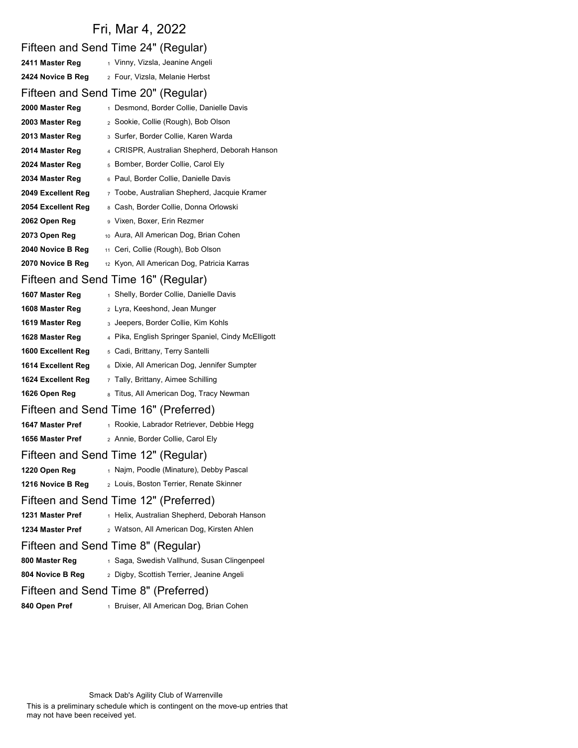# Fri, Mar 4, 2022

## Fifteen and Send Time 24" (Regular)

| | |
|---|---|
| **2411 Master Reg** | 1 Vinny, Vizsla, Jeanine Angeli |
| **2424 Novice B Reg** | 2 Four, Vizsla, Melanie Herbst |

## Fifteen and Send Time 20" (Regular)

| | |
|---|---|
| **2000 Master Reg** | 1 Desmond, Border Collie, Danielle Davis |
| **2003 Master Reg** | 2 Sookie, Collie (Rough), Bob Olson |
| **2013 Master Reg** | 3 Surfer, Border Collie, Karen Warda |
| **2014 Master Reg** | 4 CRISPR, Australian Shepherd, Deborah Hanson |
| **2024 Master Reg** | 5 Bomber, Border Collie, Carol Ely |
| **2034 Master Reg** | 6 Paul, Border Collie, Danielle Davis |
| **2049 Excellent Reg** | 7 Toobe, Australian Shepherd, Jacquie Kramer |
| **2054 Excellent Reg** | 8 Cash, Border Collie, Donna Orlowski |
| **2062 Open Reg** | 9 Vixen, Boxer, Erin Rezmer |
| **2073 Open Reg** | 10 Aura, All American Dog, Brian Cohen |
| **2040 Novice B Reg** | 11 Ceri, Collie (Rough), Bob Olson |
| **2070 Novice B Reg** | 12 Kyon, All American Dog, Patricia Karras |

## Fifteen and Send Time 16" (Regular)

| | |
|---|---|
| **1607 Master Reg** | 1 Shelly, Border Collie, Danielle Davis |
| **1608 Master Reg** | 2 Lyra, Keeshond, Jean Munger |
| **1619 Master Reg** | 3 Jeepers, Border Collie, Kim Kohls |
| **1628 Master Reg** | 4 Pika, English Springer Spaniel, Cindy McElligott |
| **1600 Excellent Reg** | 5 Cadi, Brittany, Terry Santelli |
| **1614 Excellent Reg** | 6 Dixie, All American Dog, Jennifer Sumpter |
| **1624 Excellent Reg** | 7 Tally, Brittany, Aimee Schilling |
| **1626 Open Reg** | 8 Titus, All American Dog, Tracy Newman |

## Fifteen and Send Time 16" (Preferred)

| | |
|---|---|
| **1647 Master Pref** | 1 Rookie, Labrador Retriever, Debbie Hegg |
| **1656 Master Pref** | 2 Annie, Border Collie, Carol Ely |

## Fifteen and Send Time 12" (Regular)

| | |
|---|---|
| **1220 Open Reg** | 1 Najm, Poodle (Minature), Debby Pascal |
| **1216 Novice B Reg** | 2 Louis, Boston Terrier, Renate Skinner |

## Fifteen and Send Time 12" (Preferred)

| | |
|---|---|
| **1231 Master Pref** | 1 Helix, Australian Shepherd, Deborah Hanson |
| **1234 Master Pref** | 2 Watson, All American Dog, Kirsten Ahlen |

## Fifteen and Send Time 8" (Regular)

| | |
|---|---|
| **800 Master Reg** | 1 Saga, Swedish Vallhund, Susan Clingenpeel |
| **804 Novice B Reg** | 2 Digby, Scottish Terrier, Jeanine Angeli |

## Fifteen and Send Time 8" (Preferred)

| | |
|---|---|
| **840 Open Pref** | 1 Bruiser, All American Dog, Brian Cohen |

Smack Dab's Agility Club of Warrenville

This is a preliminary schedule which is contingent on the move-up entries that may not have been received yet.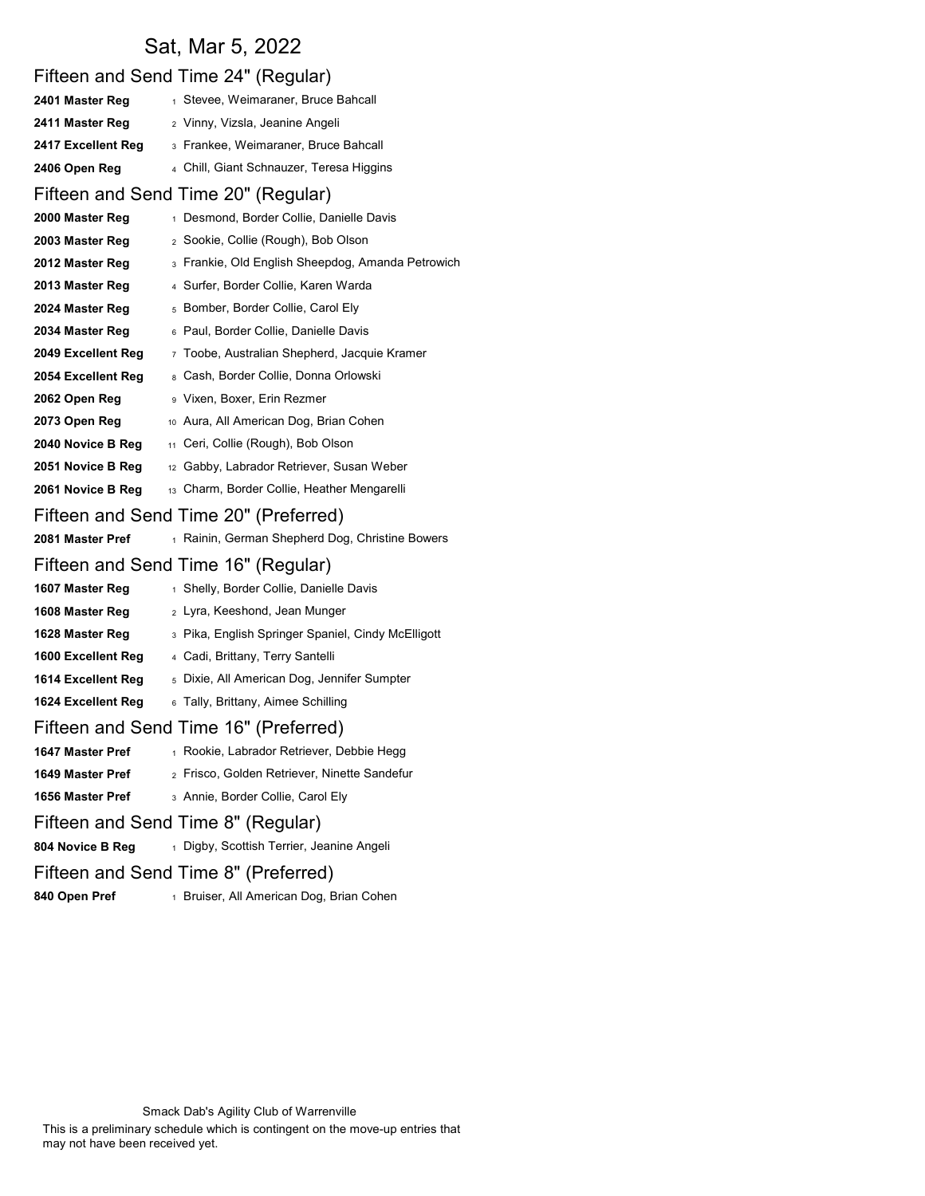# Sat, Mar 5, 2022

## Fifteen and Send Time 24" (Regular)

| | | |
|---|---|---|
| **2401 Master Reg** | 1 | Stevee, Weimaraner, Bruce Bahcall |
| **2411 Master Reg** | 2 | Vinny, Vizsla, Jeanine Angeli |
| **2417 Excellent Reg** | 3 | Frankee, Weimaraner, Bruce Bahcall |
| **2406 Open Reg** | 4 | Chill, Giant Schnauzer, Teresa Higgins |

## Fifteen and Send Time 20" (Regular)

| | | |
|---|---|---|
| **2000 Master Reg** | 1 | Desmond, Border Collie, Danielle Davis |
| **2003 Master Reg** | 2 | Sookie, Collie (Rough), Bob Olson |
| **2012 Master Reg** | 3 | Frankie, Old English Sheepdog, Amanda Petrowich |
| **2013 Master Reg** | 4 | Surfer, Border Collie, Karen Warda |
| **2024 Master Reg** | 5 | Bomber, Border Collie, Carol Ely |
| **2034 Master Reg** | 6 | Paul, Border Collie, Danielle Davis |
| **2049 Excellent Reg** | 7 | Toobe, Australian Shepherd, Jacquie Kramer |
| **2054 Excellent Reg** | 8 | Cash, Border Collie, Donna Orlowski |
| **2062 Open Reg** | 9 | Vixen, Boxer, Erin Rezmer |
| **2073 Open Reg** | 10 | Aura, All American Dog, Brian Cohen |
| **2040 Novice B Reg** | 11 | Ceri, Collie (Rough), Bob Olson |
| **2051 Novice B Reg** | 12 | Gabby, Labrador Retriever, Susan Weber |
| **2061 Novice B Reg** | 13 | Charm, Border Collie, Heather Mengarelli |

## Fifteen and Send Time 20" (Preferred)

| | | |
|---|---|---|
| **2081 Master Pref** | 1 | Rainin, German Shepherd Dog, Christine Bowers |

## Fifteen and Send Time 16" (Regular)

| | | |
|---|---|---|
| **1607 Master Reg** | 1 | Shelly, Border Collie, Danielle Davis |
| **1608 Master Reg** | 2 | Lyra, Keeshond, Jean Munger |
| **1628 Master Reg** | 3 | Pika, English Springer Spaniel, Cindy McElligott |
| **1600 Excellent Reg** | 4 | Cadi, Brittany, Terry Santelli |
| **1614 Excellent Reg** | 5 | Dixie, All American Dog, Jennifer Sumpter |
| **1624 Excellent Reg** | 6 | Tally, Brittany, Aimee Schilling |

## Fifteen and Send Time 16" (Preferred)

| | | |
|---|---|---|
| **1647 Master Pref** | 1 | Rookie, Labrador Retriever, Debbie Hegg |
| **1649 Master Pref** | 2 | Frisco, Golden Retriever, Ninette Sandefur |
| **1656 Master Pref** | 3 | Annie, Border Collie, Carol Ely |

## Fifteen and Send Time 8" (Regular)

| | | |
|---|---|---|
| **804 Novice B Reg** | 1 | Digby, Scottish Terrier, Jeanine Angeli |

## Fifteen and Send Time 8" (Preferred)

| | | |
|---|---|---|
| **840 Open Pref** | 1 | Bruiser, All American Dog, Brian Cohen |

Smack Dab's Agility Club of Warrenville

This is a preliminary schedule which is contingent on the move-up entries that may not have been received yet.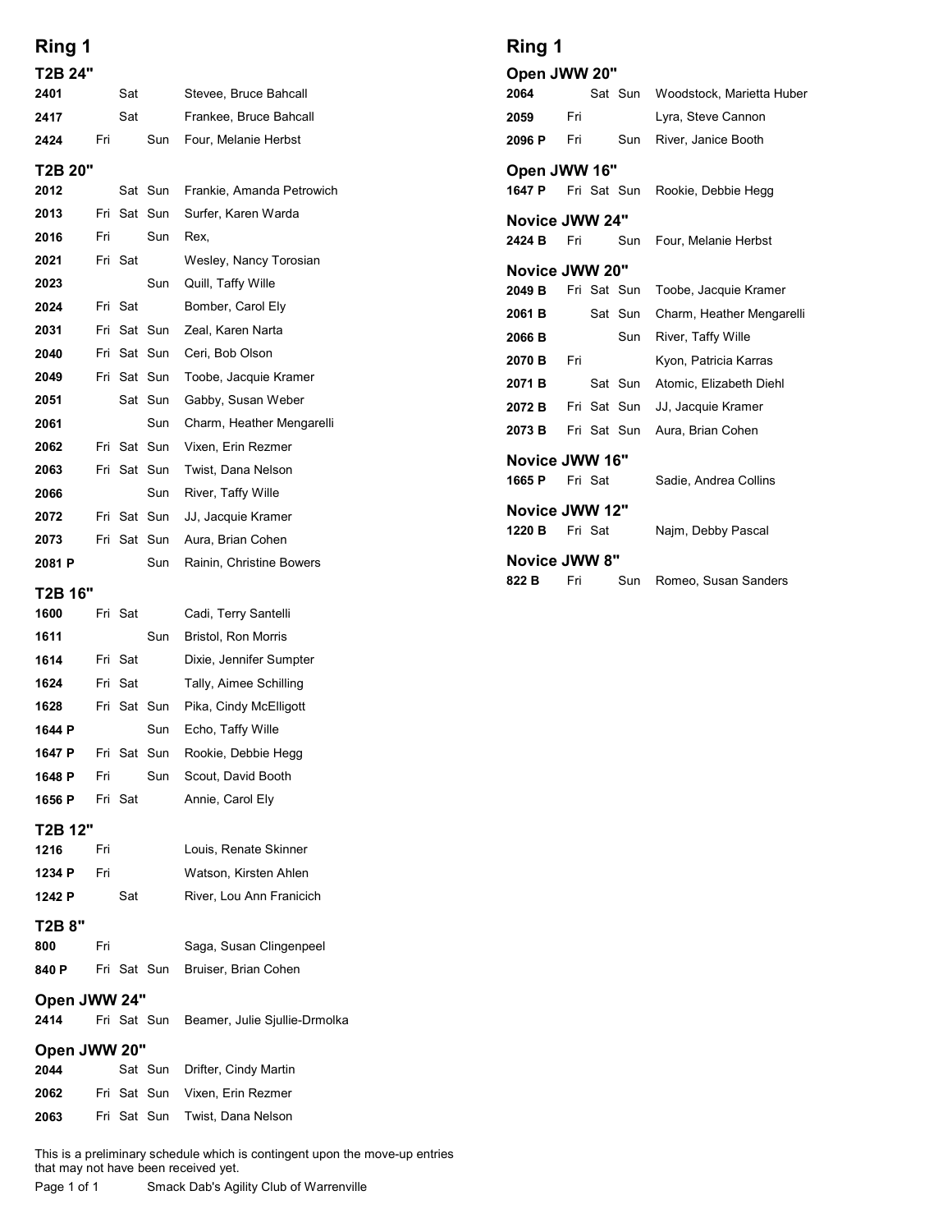## Ring 1

### T2B 24"

| | | | | |
|---|---|---|---|---|
| 2401 | | Sat | | Stevee, Bruce Bahcall |
| 2417 | | Sat | | Frankee, Bruce Bahcall |
| 2424 | Fri | | Sun | Four, Melanie Herbst |

### T2B 20"

| | | | | |
|---|---|---|---|---|
| 2012 | | Sat | Sun | Frankie, Amanda Petrowich |
| 2013 | Fri | Sat | Sun | Surfer, Karen Warda |
| 2016 | Fri | | Sun | Rex, |
| 2021 | Fri | Sat | | Wesley, Nancy Torosian |
| 2023 | | | Sun | Quill, Taffy Wille |
| 2024 | Fri | Sat | | Bomber, Carol Ely |
| 2031 | Fri | Sat | Sun | Zeal, Karen Narta |
| 2040 | Fri | Sat | Sun | Ceri, Bob Olson |
| 2049 | Fri | Sat | Sun | Toobe, Jacquie Kramer |
| 2051 | | Sat | Sun | Gabby, Susan Weber |
| 2061 | | | Sun | Charm, Heather Mengarelli |
| 2062 | Fri | Sat | Sun | Vixen, Erin Rezmer |
| 2063 | Fri | Sat | Sun | Twist, Dana Nelson |
| 2066 | | | Sun | River, Taffy Wille |
| 2072 | Fri | Sat | Sun | JJ, Jacquie Kramer |
| 2073 | Fri | Sat | Sun | Aura, Brian Cohen |
| 2081 P | | | Sun | Rainin, Christine Bowers |

### T2B 16"

| | | | | |
|---|---|---|---|---|
| 1600 | Fri | Sat | | Cadi, Terry Santelli |
| 1611 | | | Sun | Bristol, Ron Morris |
| 1614 | Fri | Sat | | Dixie, Jennifer Sumpter |
| 1624 | Fri | Sat | | Tally, Aimee Schilling |
| 1628 | Fri | Sat | Sun | Pika, Cindy McElligott |
| 1644 P | | | Sun | Echo, Taffy Wille |
| 1647 P | Fri | Sat | Sun | Rookie, Debbie Hegg |
| 1648 P | Fri | | Sun | Scout, David Booth |
| 1656 P | Fri | Sat | | Annie, Carol Ely |

### T2B 12"

| | | | | |
|---|---|---|---|---|
| 1216 | Fri | | | Louis, Renate Skinner |
| 1234 P | Fri | | | Watson, Kirsten Ahlen |
| 1242 P | | Sat | | River, Lou Ann Franicich |

### T2B 8"

| | | | | |
|---|---|---|---|---|
| 800 | Fri | | | Saga, Susan Clingenpeel |
| 840 P | Fri | Sat | Sun | Bruiser, Brian Cohen |

### Open JWW 24"

| | | | | |
|---|---|---|---|---|
| 2414 | Fri | Sat | Sun | Beamer, Julie Sjullie-Drmolka |

### Open JWW 20"

| | | | | |
|---|---|---|---|---|
| 2044 | | Sat | Sun | Drifter, Cindy Martin |
| 2062 | Fri | Sat | Sun | Vixen, Erin Rezmer |
| 2063 | Fri | Sat | Sun | Twist, Dana Nelson |

This is a preliminary schedule which is contingent upon the move-up entries that may not have been received yet.

## Ring 1

### Open JWW 20"

| | | | | |
|---|---|---|---|---|
| 2064 | | Sat | Sun | Woodstock, Marietta Huber |
| 2059 | Fri | | | Lyra, Steve Cannon |
| 2096 P | Fri | | Sun | River, Janice Booth |

### Open JWW 16"

| | | | | |
|---|---|---|---|---|
| 1647 P | Fri | Sat | Sun | Rookie, Debbie Hegg |

### Novice JWW 24"

| | | | | |
|---|---|---|---|---|
| 2424 B | Fri | | Sun | Four, Melanie Herbst |

### Novice JWW 20"

| | | | | |
|---|---|---|---|---|
| 2049 B | Fri | Sat | Sun | Toobe, Jacquie Kramer |
| 2061 B | | Sat | Sun | Charm, Heather Mengarelli |
| 2066 B | | | Sun | River, Taffy Wille |
| 2070 B | Fri | | | Kyon, Patricia Karras |
| 2071 B | | Sat | Sun | Atomic, Elizabeth Diehl |
| 2072 B | Fri | Sat | Sun | JJ, Jacquie Kramer |
| 2073 B | Fri | Sat | Sun | Aura, Brian Cohen |

### Novice JWW 16"

| | | | | |
|---|---|---|---|---|
| 1665 P | Fri | Sat | | Sadie, Andrea Collins |

### Novice JWW 12"

| | | | | |
|---|---|---|---|---|
| 1220 B | Fri | Sat | | Najm, Debby Pascal |

### Novice JWW 8"

| | | | | |
|---|---|---|---|---|
| 822 B | Fri | | Sun | Romeo, Susan Sanders |

Smack Dab's Agility Club of Warrenville